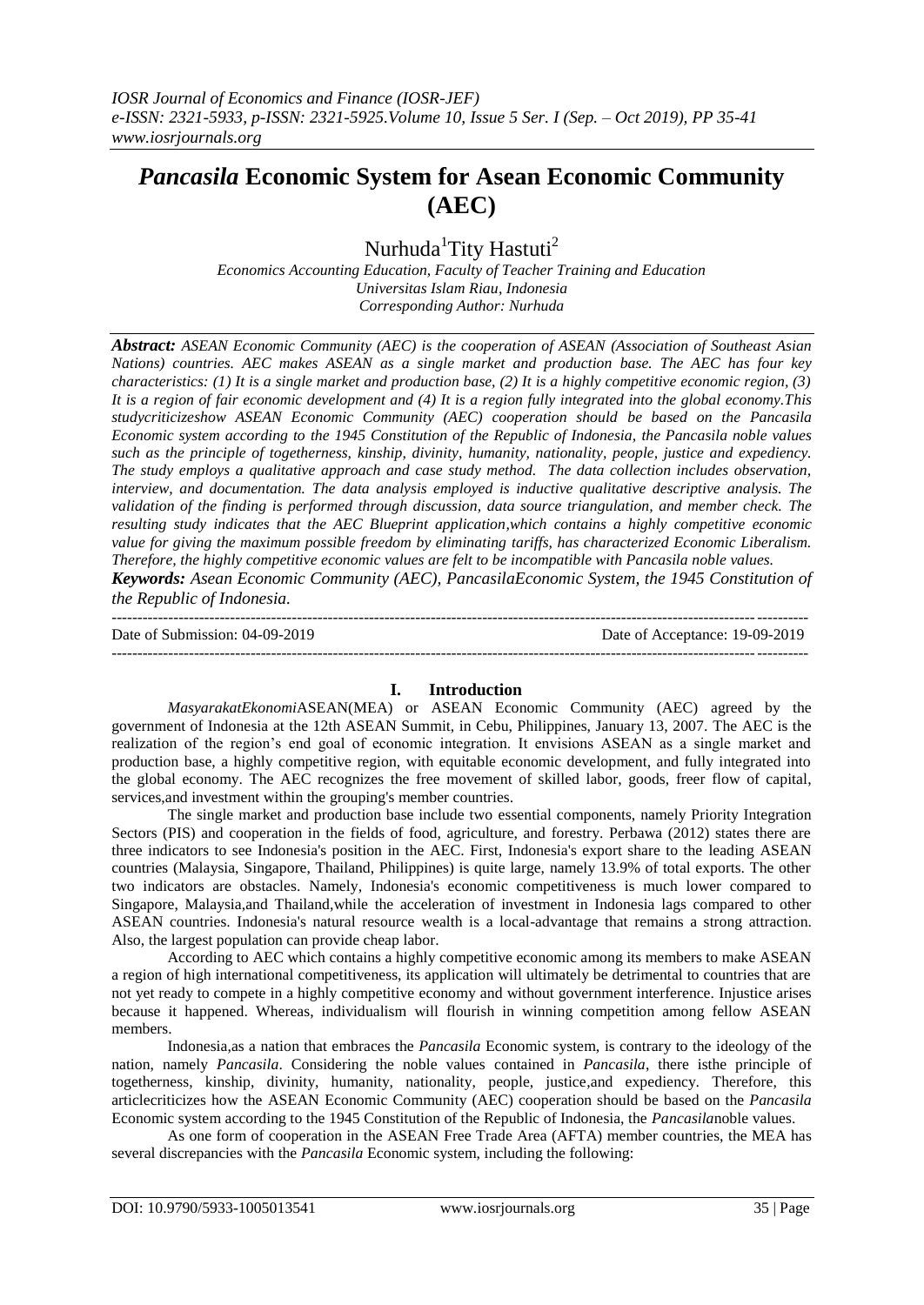# *Pancasila* Economic System for Asean Economic Community (AEC)

Nurhuda[1] Tity Hastuti[2]

*Economics Accounting Education, Faculty of Teacher Training and Education*
*Universitas Islam Riau, Indonesia*
*Corresponding Author: Nurhuda*

***Abstract:** ASEAN Economic Community (AEC) is the cooperation of ASEAN (Association of Southeast Asian Nations) countries. AEC makes ASEAN as a single market and production base. The AEC has four key characteristics: (1) It is a single market and production base, (2) It is a highly competitive economic region, (3) It is a region of fair economic development and (4) It is a region fully integrated into the global economy.This studycriticizeshow ASEAN Economic Community (AEC) cooperation should be based on the Pancasila Economic system according to the 1945 Constitution of the Republic of Indonesia, the Pancasila noble values such as the principle of togetherness, kinship, divinity, humanity, nationality, people, justice and expediency. The study employs a qualitative approach and case study method. The data collection includes observation, interview, and documentation. The data analysis employed is inductive qualitative descriptive analysis. The validation of the finding is performed through discussion, data source triangulation, and member check. The resulting study indicates that the AEC Blueprint application,which contains a highly competitive economic value for giving the maximum possible freedom by eliminating tariffs, has characterized Economic Liberalism. Therefore, the highly competitive economic values are felt to be incompatible with Pancasila noble values.*

***Keywords:** Asean Economic Community (AEC), PancasilaEconomic System, the 1945 Constitution of the Republic of Indonesia.*

---

Date of Submission: 04-09-2019 Date of Acceptance: 19-09-2019

---

## I. Introduction

*MasyarakatEkonomi*ASEAN(MEA) or ASEAN Economic Community (AEC) agreed by the government of Indonesia at the 12th ASEAN Summit, in Cebu, Philippines, January 13, 2007. The AEC is the realization of the region's end goal of economic integration. It envisions ASEAN as a single market and production base, a highly competitive region, with equitable economic development, and fully integrated into the global economy. The AEC recognizes the free movement of skilled labor, goods, freer flow of capital, services,and investment within the grouping's member countries.

The single market and production base include two essential components, namely Priority Integration Sectors (PIS) and cooperation in the fields of food, agriculture, and forestry. Perbawa (2012) states there are three indicators to see Indonesia's position in the AEC. First, Indonesia's export share to the leading ASEAN countries (Malaysia, Singapore, Thailand, Philippines) is quite large, namely 13.9% of total exports. The other two indicators are obstacles. Namely, Indonesia's economic competitiveness is much lower compared to Singapore, Malaysia,and Thailand,while the acceleration of investment in Indonesia lags compared to other ASEAN countries. Indonesia's natural resource wealth is a local-advantage that remains a strong attraction. Also, the largest population can provide cheap labor.

According to AEC which contains a highly competitive economic among its members to make ASEAN a region of high international competitiveness, its application will ultimately be detrimental to countries that are not yet ready to compete in a highly competitive economy and without government interference. Injustice arises because it happened. Whereas, individualism will flourish in winning competition among fellow ASEAN members.

Indonesia,as a nation that embraces the *Pancasila* Economic system, is contrary to the ideology of the nation, namely *Pancasila*. Considering the noble values contained in *Pancasila*, there isthe principle of togetherness, kinship, divinity, humanity, nationality, people, justice,and expediency. Therefore, this articlecriticizes how the ASEAN Economic Community (AEC) cooperation should be based on the *Pancasila* Economic system according to the 1945 Constitution of the Republic of Indonesia, the *Pancasila*noble values.

As one form of cooperation in the ASEAN Free Trade Area (AFTA) member countries, the MEA has several discrepancies with the *Pancasila* Economic system, including the following: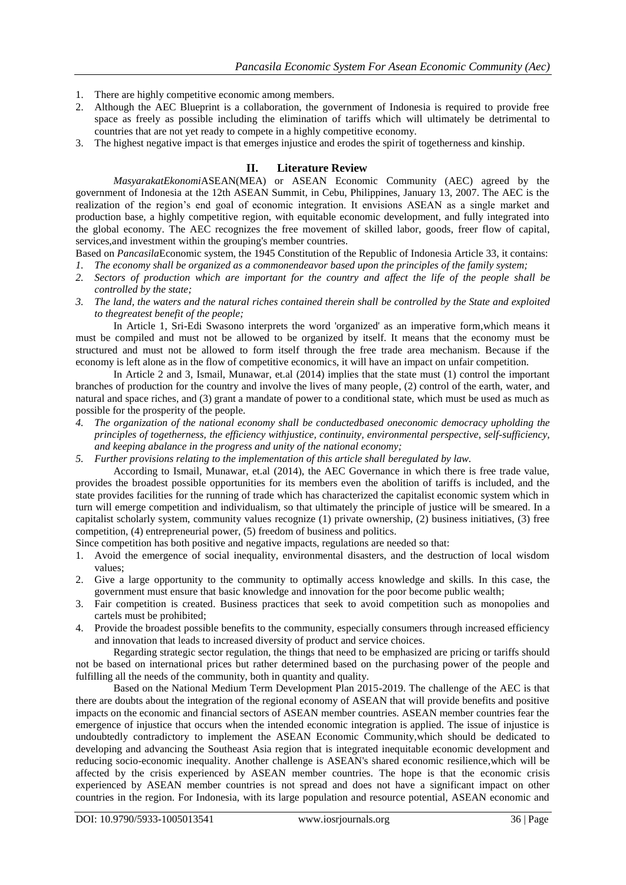1. There are highly competitive economic among members.
2. Although the AEC Blueprint is a collaboration, the government of Indonesia is required to provide free space as freely as possible including the elimination of tariffs which will ultimately be detrimental to countries that are not yet ready to compete in a highly competitive economy.
3. The highest negative impact is that emerges injustice and erodes the spirit of togetherness and kinship.

## II. Literature Review

*MasyarakatEkonomi*ASEAN(MEA) or ASEAN Economic Community (AEC) agreed by the government of Indonesia at the 12th ASEAN Summit, in Cebu, Philippines, January 13, 2007. The AEC is the realization of the region's end goal of economic integration. It envisions ASEAN as a single market and production base, a highly competitive region, with equitable economic development, and fully integrated into the global economy. The AEC recognizes the free movement of skilled labor, goods, freer flow of capital, services,and investment within the grouping's member countries.

Based on *Pancasila*Economic system, the 1945 Constitution of the Republic of Indonesia Article 33, it contains:

1. *The economy shall be organized as a commonendeavor based upon the principles of the family system;*
2. *Sectors of production which are important for the country and affect the life of the people shall be controlled by the state;*
3. *The land, the waters and the natural riches contained therein shall be controlled by the State and exploited to thegreatest benefit of the people;*

In Article 1, Sri-Edi Swasono interprets the word 'organized' as an imperative form,which means it must be compiled and must not be allowed to be organized by itself. It means that the economy must be structured and must not be allowed to form itself through the free trade area mechanism. Because if the economy is left alone as in the flow of competitive economics, it will have an impact on unfair competition.

In Article 2 and 3, Ismail, Munawar, et.al (2014) implies that the state must (1) control the important branches of production for the country and involve the lives of many people, (2) control of the earth, water, and natural and space riches, and (3) grant a mandate of power to a conditional state, which must be used as much as possible for the prosperity of the people.

4. *The organization of the national economy shall be conductedbased oneconomic democracy upholding the principles of togetherness, the efficiency withjustice, continuity, environmental perspective, self-sufficiency, and keeping abalance in the progress and unity of the national economy;*
5. *Further provisions relating to the implementation of this article shall beregulated by law.*

According to Ismail, Munawar, et.al (2014), the AEC Governance in which there is free trade value, provides the broadest possible opportunities for its members even the abolition of tariffs is included, and the state provides facilities for the running of trade which has characterized the capitalist economic system which in turn will emerge competition and individualism, so that ultimately the principle of justice will be smeared. In a capitalist scholarly system, community values recognize (1) private ownership, (2) business initiatives, (3) free competition, (4) entrepreneurial power, (5) freedom of business and politics.

Since competition has both positive and negative impacts, regulations are needed so that:

1. Avoid the emergence of social inequality, environmental disasters, and the destruction of local wisdom values;
2. Give a large opportunity to the community to optimally access knowledge and skills. In this case, the government must ensure that basic knowledge and innovation for the poor become public wealth;
3. Fair competition is created. Business practices that seek to avoid competition such as monopolies and cartels must be prohibited;
4. Provide the broadest possible benefits to the community, especially consumers through increased efficiency and innovation that leads to increased diversity of product and service choices.

Regarding strategic sector regulation, the things that need to be emphasized are pricing or tariffs should not be based on international prices but rather determined based on the purchasing power of the people and fulfilling all the needs of the community, both in quantity and quality.

Based on the National Medium Term Development Plan 2015-2019. The challenge of the AEC is that there are doubts about the integration of the regional economy of ASEAN that will provide benefits and positive impacts on the economic and financial sectors of ASEAN member countries. ASEAN member countries fear the emergence of injustice that occurs when the intended economic integration is applied. The issue of injustice is undoubtedly contradictory to implement the ASEAN Economic Community,which should be dedicated to developing and advancing the Southeast Asia region that is integrated inequitable economic development and reducing socio-economic inequality. Another challenge is ASEAN's shared economic resilience,which will be affected by the crisis experienced by ASEAN member countries. The hope is that the economic crisis experienced by ASEAN member countries is not spread and does not have a significant impact on other countries in the region. For Indonesia, with its large population and resource potential, ASEAN economic and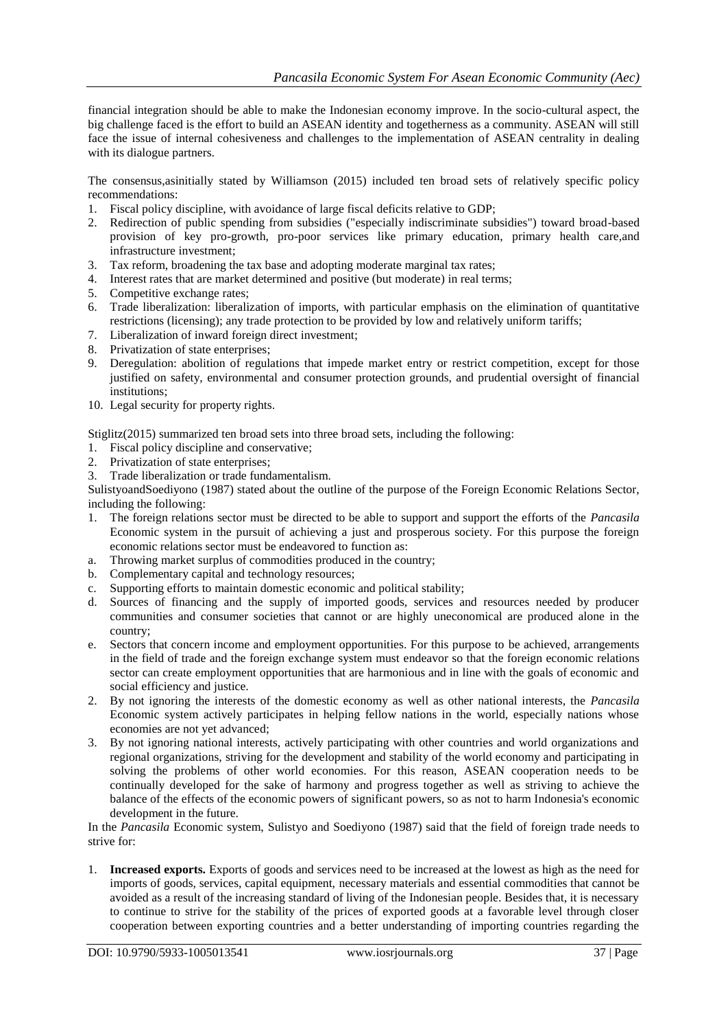financial integration should be able to make the Indonesian economy improve. In the socio-cultural aspect, the big challenge faced is the effort to build an ASEAN identity and togetherness as a community. ASEAN will still face the issue of internal cohesiveness and challenges to the implementation of ASEAN centrality in dealing with its dialogue partners.

The consensus,asinitially stated by Williamson (2015) included ten broad sets of relatively specific policy recommendations:

1. Fiscal policy discipline, with avoidance of large fiscal deficits relative to GDP;
2. Redirection of public spending from subsidies ("especially indiscriminate subsidies") toward broad-based provision of key pro-growth, pro-poor services like primary education, primary health care,and infrastructure investment;
3. Tax reform, broadening the tax base and adopting moderate marginal tax rates;
4. Interest rates that are market determined and positive (but moderate) in real terms;
5. Competitive exchange rates;
6. Trade liberalization: liberalization of imports, with particular emphasis on the elimination of quantitative restrictions (licensing); any trade protection to be provided by low and relatively uniform tariffs;
7. Liberalization of inward foreign direct investment;
8. Privatization of state enterprises;
9. Deregulation: abolition of regulations that impede market entry or restrict competition, except for those justified on safety, environmental and consumer protection grounds, and prudential oversight of financial institutions;
10. Legal security for property rights.

Stiglitz(2015) summarized ten broad sets into three broad sets, including the following:

1. Fiscal policy discipline and conservative;
2. Privatization of state enterprises;
3. Trade liberalization or trade fundamentalism.

SulistyoandSoediyono (1987) stated about the outline of the purpose of the Foreign Economic Relations Sector, including the following:

1. The foreign relations sector must be directed to be able to support and support the efforts of the *Pancasila* Economic system in the pursuit of achieving a just and prosperous society. For this purpose the foreign economic relations sector must be endeavored to function as:
   a. Throwing market surplus of commodities produced in the country;
   b. Complementary capital and technology resources;
   c. Supporting efforts to maintain domestic economic and political stability;
   d. Sources of financing and the supply of imported goods, services and resources needed by producer communities and consumer societies that cannot or are highly uneconomical are produced alone in the country;
   e. Sectors that concern income and employment opportunities. For this purpose to be achieved, arrangements in the field of trade and the foreign exchange system must endeavor so that the foreign economic relations sector can create employment opportunities that are harmonious and in line with the goals of economic and social efficiency and justice.
2. By not ignoring the interests of the domestic economy as well as other national interests, the *Pancasila* Economic system actively participates in helping fellow nations in the world, especially nations whose economies are not yet advanced;
3. By not ignoring national interests, actively participating with other countries and world organizations and regional organizations, striving for the development and stability of the world economy and participating in solving the problems of other world economies. For this reason, ASEAN cooperation needs to be continually developed for the sake of harmony and progress together as well as striving to achieve the balance of the effects of the economic powers of significant powers, so as not to harm Indonesia's economic development in the future.

In the *Pancasila* Economic system, Sulistyo and Soediyono (1987) said that the field of foreign trade needs to strive for:

1. **Increased exports.** Exports of goods and services need to be increased at the lowest as high as the need for imports of goods, services, capital equipment, necessary materials and essential commodities that cannot be avoided as a result of the increasing standard of living of the Indonesian people. Besides that, it is necessary to continue to strive for the stability of the prices of exported goods at a favorable level through closer cooperation between exporting countries and a better understanding of importing countries regarding the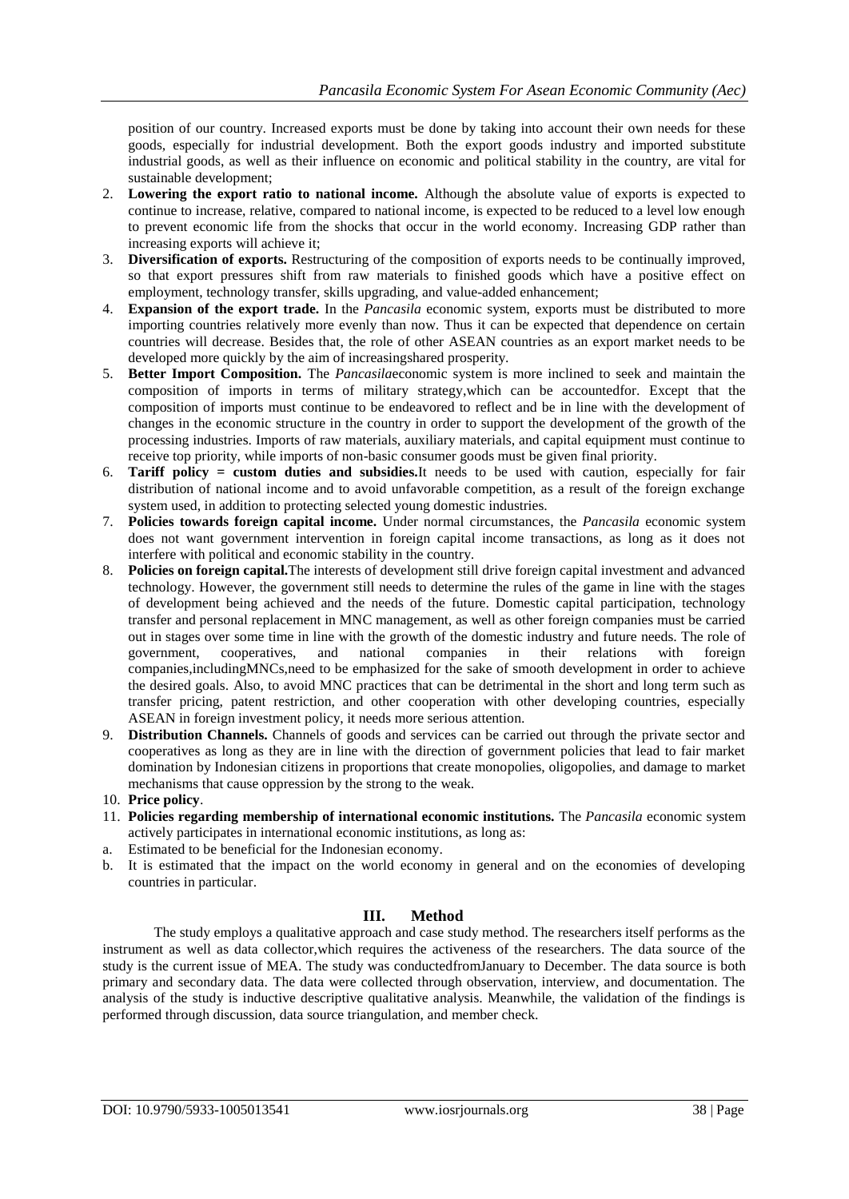position of our country. Increased exports must be done by taking into account their own needs for these goods, especially for industrial development. Both the export goods industry and imported substitute industrial goods, as well as their influence on economic and political stability in the country, are vital for sustainable development;

2. **Lowering the export ratio to national income.** Although the absolute value of exports is expected to continue to increase, relative, compared to national income, is expected to be reduced to a level low enough to prevent economic life from the shocks that occur in the world economy. Increasing GDP rather than increasing exports will achieve it;
3. **Diversification of exports.** Restructuring of the composition of exports needs to be continually improved, so that export pressures shift from raw materials to finished goods which have a positive effect on employment, technology transfer, skills upgrading, and value-added enhancement;
4. **Expansion of the export trade.** In the *Pancasila* economic system, exports must be distributed to more importing countries relatively more evenly than now. Thus it can be expected that dependence on certain countries will decrease. Besides that, the role of other ASEAN countries as an export market needs to be developed more quickly by the aim of increasingshared prosperity.
5. **Better Import Composition.** The *Pancasila*economic system is more inclined to seek and maintain the composition of imports in terms of military strategy,which can be accountedfor. Except that the composition of imports must continue to be endeavored to reflect and be in line with the development of changes in the economic structure in the country in order to support the development of the growth of the processing industries. Imports of raw materials, auxiliary materials, and capital equipment must continue to receive top priority, while imports of non-basic consumer goods must be given final priority.
6. **Tariff policy = custom duties and subsidies.**It needs to be used with caution, especially for fair distribution of national income and to avoid unfavorable competition, as a result of the foreign exchange system used, in addition to protecting selected young domestic industries.
7. **Policies towards foreign capital income.** Under normal circumstances, the *Pancasila* economic system does not want government intervention in foreign capital income transactions, as long as it does not interfere with political and economic stability in the country.
8. **Policies on foreign capital.**The interests of development still drive foreign capital investment and advanced technology. However, the government still needs to determine the rules of the game in line with the stages of development being achieved and the needs of the future. Domestic capital participation, technology transfer and personal replacement in MNC management, as well as other foreign companies must be carried out in stages over some time in line with the growth of the domestic industry and future needs. The role of government, cooperatives, and national companies in their relations with foreign companies,includingMNCs,need to be emphasized for the sake of smooth development in order to achieve the desired goals. Also, to avoid MNC practices that can be detrimental in the short and long term such as transfer pricing, patent restriction, and other cooperation with other developing countries, especially ASEAN in foreign investment policy, it needs more serious attention.
9. **Distribution Channels.** Channels of goods and services can be carried out through the private sector and cooperatives as long as they are in line with the direction of government policies that lead to fair market domination by Indonesian citizens in proportions that create monopolies, oligopolies, and damage to market mechanisms that cause oppression by the strong to the weak.
10. **Price policy**.
11. **Policies regarding membership of international economic institutions.** The *Pancasila* economic system actively participates in international economic institutions, as long as:

a. Estimated to be beneficial for the Indonesian economy.
b. It is estimated that the impact on the world economy in general and on the economies of developing countries in particular.

## III. Method

The study employs a qualitative approach and case study method. The researchers itself performs as the instrument as well as data collector,which requires the activeness of the researchers. The data source of the study is the current issue of MEA. The study was conductedfromJanuary to December. The data source is both primary and secondary data. The data were collected through observation, interview, and documentation. The analysis of the study is inductive descriptive qualitative analysis. Meanwhile, the validation of the findings is performed through discussion, data source triangulation, and member check.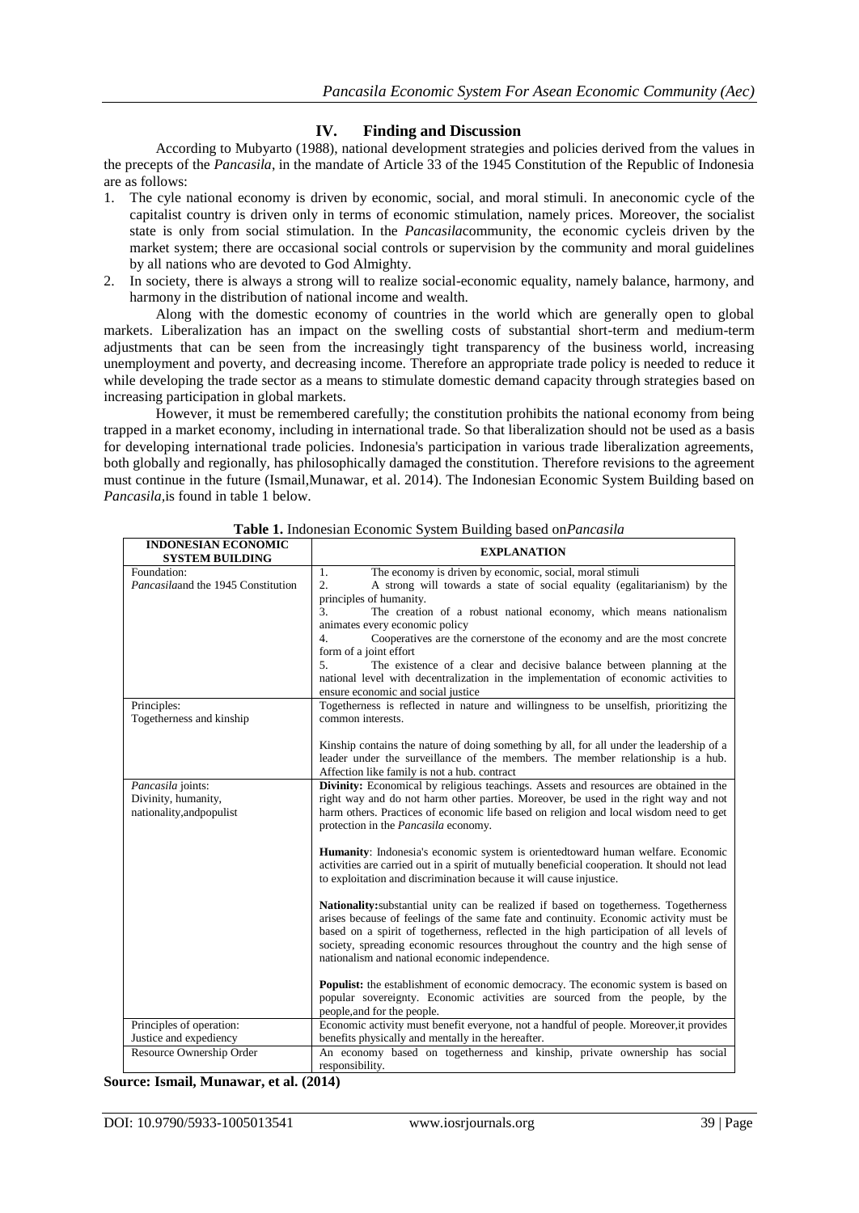## IV. Finding and Discussion

According to Mubyarto (1988), national development strategies and policies derived from the values in the precepts of the *Pancasila*, in the mandate of Article 33 of the 1945 Constitution of the Republic of Indonesia are as follows:

1. The cyle national economy is driven by economic, social, and moral stimuli. In aneconomic cycle of the capitalist country is driven only in terms of economic stimulation, namely prices. Moreover, the socialist state is only from social stimulation. In the *Pancasila*community, the economic cycleis driven by the market system; there are occasional social controls or supervision by the community and moral guidelines by all nations who are devoted to God Almighty.
2. In society, there is always a strong will to realize social-economic equality, namely balance, harmony, and harmony in the distribution of national income and wealth.

Along with the domestic economy of countries in the world which are generally open to global markets. Liberalization has an impact on the swelling costs of substantial short-term and medium-term adjustments that can be seen from the increasingly tight transparency of the business world, increasing unemployment and poverty, and decreasing income. Therefore an appropriate trade policy is needed to reduce it while developing the trade sector as a means to stimulate domestic demand capacity through strategies based on increasing participation in global markets.

However, it must be remembered carefully; the constitution prohibits the national economy from being trapped in a market economy, including in international trade. So that liberalization should not be used as a basis for developing international trade policies. Indonesia's participation in various trade liberalization agreements, both globally and regionally, has philosophically damaged the constitution. Therefore revisions to the agreement must continue in the future (Ismail,Munawar, et al. 2014). The Indonesian Economic System Building based on *Pancasila*,is found in table 1 below.

**Table 1.** Indonesian Economic System Building based on*Pancasila*

| INDONESIAN ECONOMIC SYSTEM BUILDING | EXPLANATION |
|---|---|
| Foundation:<br>*Pancasila*and the 1945 Constitution | 1. The economy is driven by economic, social, moral stimuli<br>2. A strong will towards a state of social equality (egalitarianism) by the principles of humanity.<br>3. The creation of a robust national economy, which means nationalism animates every economic policy<br>4. Cooperatives are the cornerstone of the economy and are the most concrete form of a joint effort<br>5. The existence of a clear and decisive balance between planning at the national level with decentralization in the implementation of economic activities to ensure economic and social justice |
| Principles:<br>Togetherness and kinship | Togetherness is reflected in nature and willingness to be unselfish, prioritizing the common interests.<br><br>Kinship contains the nature of doing something by all, for all under the leadership of a leader under the surveillance of the members. The member relationship is a hub. Affection like family is not a hub. contract |
| *Pancasila* joints:<br>Divinity, humanity, nationality,andpopulist | **Divinity:** Economical by religious teachings. Assets and resources are obtained in the right way and do not harm other parties. Moreover, be used in the right way and not harm others. Practices of economic life based on religion and local wisdom need to get protection in the *Pancasila* economy.<br><br>**Humanity**: Indonesia's economic system is orientedtoward human welfare. Economic activities are carried out in a spirit of mutually beneficial cooperation. It should not lead to exploitation and discrimination because it will cause injustice.<br><br>**Nationality:**substantial unity can be realized if based on togetherness. Togetherness arises because of feelings of the same fate and continuity. Economic activity must be based on a spirit of togetherness, reflected in the high participation of all levels of society, spreading economic resources throughout the country and the high sense of nationalism and national economic independence.<br><br>**Populist:** the establishment of economic democracy. The economic system is based on popular sovereignty. Economic activities are sourced from the people, by the people,and for the people. |
| Principles of operation:<br>Justice and expediency | Economic activity must benefit everyone, not a handful of people. Moreover,it provides benefits physically and mentally in the hereafter. |
| Resource Ownership Order | An economy based on togetherness and kinship, private ownership has social responsibility. |

**Source: Ismail, Munawar, et al. (2014)**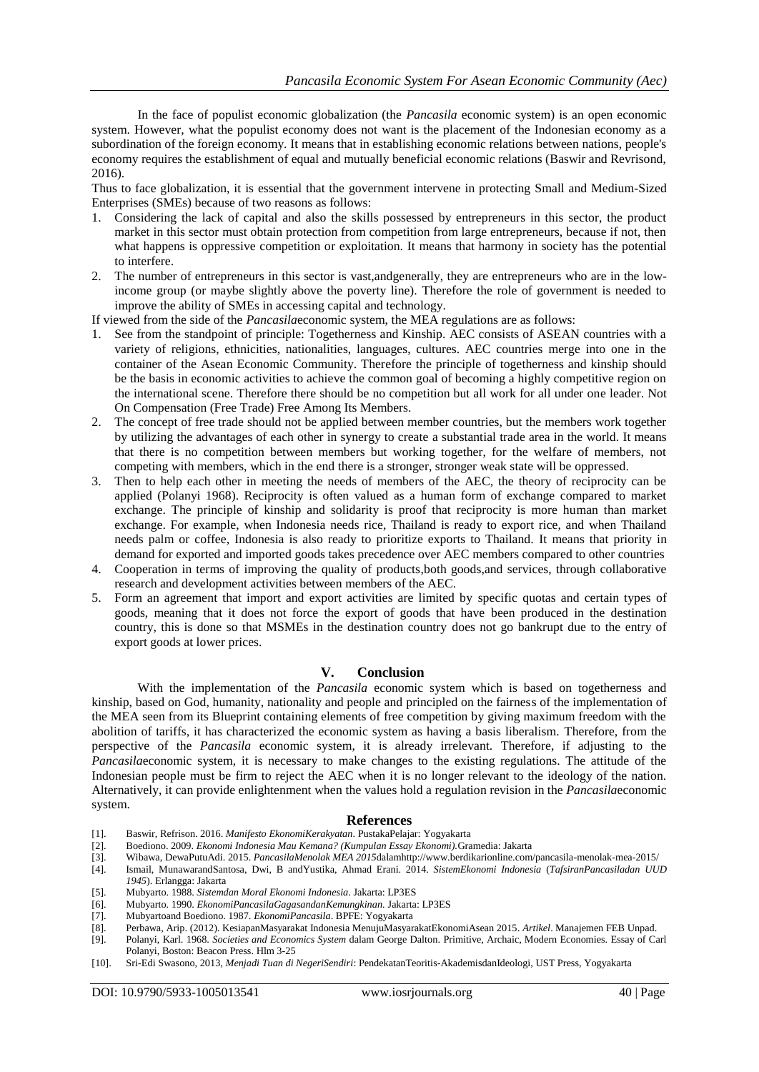In the face of populist economic globalization (the *Pancasila* economic system) is an open economic system. However, what the populist economy does not want is the placement of the Indonesian economy as a subordination of the foreign economy. It means that in establishing economic relations between nations, people's economy requires the establishment of equal and mutually beneficial economic relations (Baswir and Revrisond, 2016).

Thus to face globalization, it is essential that the government intervene in protecting Small and Medium-Sized Enterprises (SMEs) because of two reasons as follows:

1. Considering the lack of capital and also the skills possessed by entrepreneurs in this sector, the product market in this sector must obtain protection from competition from large entrepreneurs, because if not, then what happens is oppressive competition or exploitation. It means that harmony in society has the potential to interfere.
2. The number of entrepreneurs in this sector is vast,andgenerally, they are entrepreneurs who are in the low-income group (or maybe slightly above the poverty line). Therefore the role of government is needed to improve the ability of SMEs in accessing capital and technology.

If viewed from the side of the *Pancasila*economic system, the MEA regulations are as follows:

1. See from the standpoint of principle: Togetherness and Kinship. AEC consists of ASEAN countries with a variety of religions, ethnicities, nationalities, languages, cultures. AEC countries merge into one in the container of the Asean Economic Community. Therefore the principle of togetherness and kinship should be the basis in economic activities to achieve the common goal of becoming a highly competitive region on the international scene. Therefore there should be no competition but all work for all under one leader. Not On Compensation (Free Trade) Free Among Its Members.
2. The concept of free trade should not be applied between member countries, but the members work together by utilizing the advantages of each other in synergy to create a substantial trade area in the world. It means that there is no competition between members but working together, for the welfare of members, not competing with members, which in the end there is a stronger, stronger weak state will be oppressed.
3. Then to help each other in meeting the needs of members of the AEC, the theory of reciprocity can be applied (Polanyi 1968). Reciprocity is often valued as a human form of exchange compared to market exchange. The principle of kinship and solidarity is proof that reciprocity is more human than market exchange. For example, when Indonesia needs rice, Thailand is ready to export rice, and when Thailand needs palm or coffee, Indonesia is also ready to prioritize exports to Thailand. It means that priority in demand for exported and imported goods takes precedence over AEC members compared to other countries
4. Cooperation in terms of improving the quality of products,both goods,and services, through collaborative research and development activities between members of the AEC.
5. Form an agreement that import and export activities are limited by specific quotas and certain types of goods, meaning that it does not force the export of goods that have been produced in the destination country, this is done so that MSMEs in the destination country does not go bankrupt due to the entry of export goods at lower prices.

## V. Conclusion

With the implementation of the *Pancasila* economic system which is based on togetherness and kinship, based on God, humanity, nationality and people and principled on the fairness of the implementation of the MEA seen from its Blueprint containing elements of free competition by giving maximum freedom with the abolition of tariffs, it has characterized the economic system as having a basis liberalism. Therefore, from the perspective of the *Pancasila* economic system, it is already irrelevant. Therefore, if adjusting to the *Pancasila*economic system, it is necessary to make changes to the existing regulations. The attitude of the Indonesian people must be firm to reject the AEC when it is no longer relevant to the ideology of the nation. Alternatively, it can provide enlightenment when the values hold a regulation revision in the *Pancasila*economic system.

## References

[1]. Baswir, Refrison. 2016. *Manifesto EkonomiKerakyatan*. PustakaPelajar: Yogyakarta

[2]. Boediono. 2009. *Ekonomi Indonesia Mau Kemana? (Kumpulan Essay Ekonomi)*.Gramedia: Jakarta

[3]. Wibawa, DewaPutuAdi. 2015. *PancasilaMenolak MEA 2015*dalamhttp://www.berdikarionline.com/pancasila-menolak-mea-2015/

[4]. Ismail, MunawarandSantosa, Dwi, B andYustika, Ahmad Erani. 2014. *SistemEkonomi Indonesia* (*TafsiranPancasiladan UUD 1945*). Erlangga: Jakarta

[5]. Mubyarto. 1988. *Sistemdan Moral Ekonomi Indonesia*. Jakarta: LP3ES

[6]. Mubyarto. 1990. *EkonomiPancasilaGagasandanKemungkinan.* Jakarta: LP3ES

[7]. Mubyartoand Boediono. 1987. *EkonomiPancasila*. BPFE: Yogyakarta

[8]. Perbawa, Arip. (2012). KesiapanMasyarakat Indonesia MenujuMasyarakatEkonomiAsean 2015. *Artikel*. Manajemen FEB Unpad.

[9]. Polanyi, Karl. 1968. *Societies and Economics System* dalam George Dalton. Primitive, Archaic, Modern Economies. Essay of Carl Polanyi, Boston: Beacon Press. Hlm 3-25

[10]. Sri-Edi Swasono, 2013, *Menjadi Tuan di NegeriSendiri*: PendekatanTeoritis-AkademisdanIdeologi, UST Press, Yogyakarta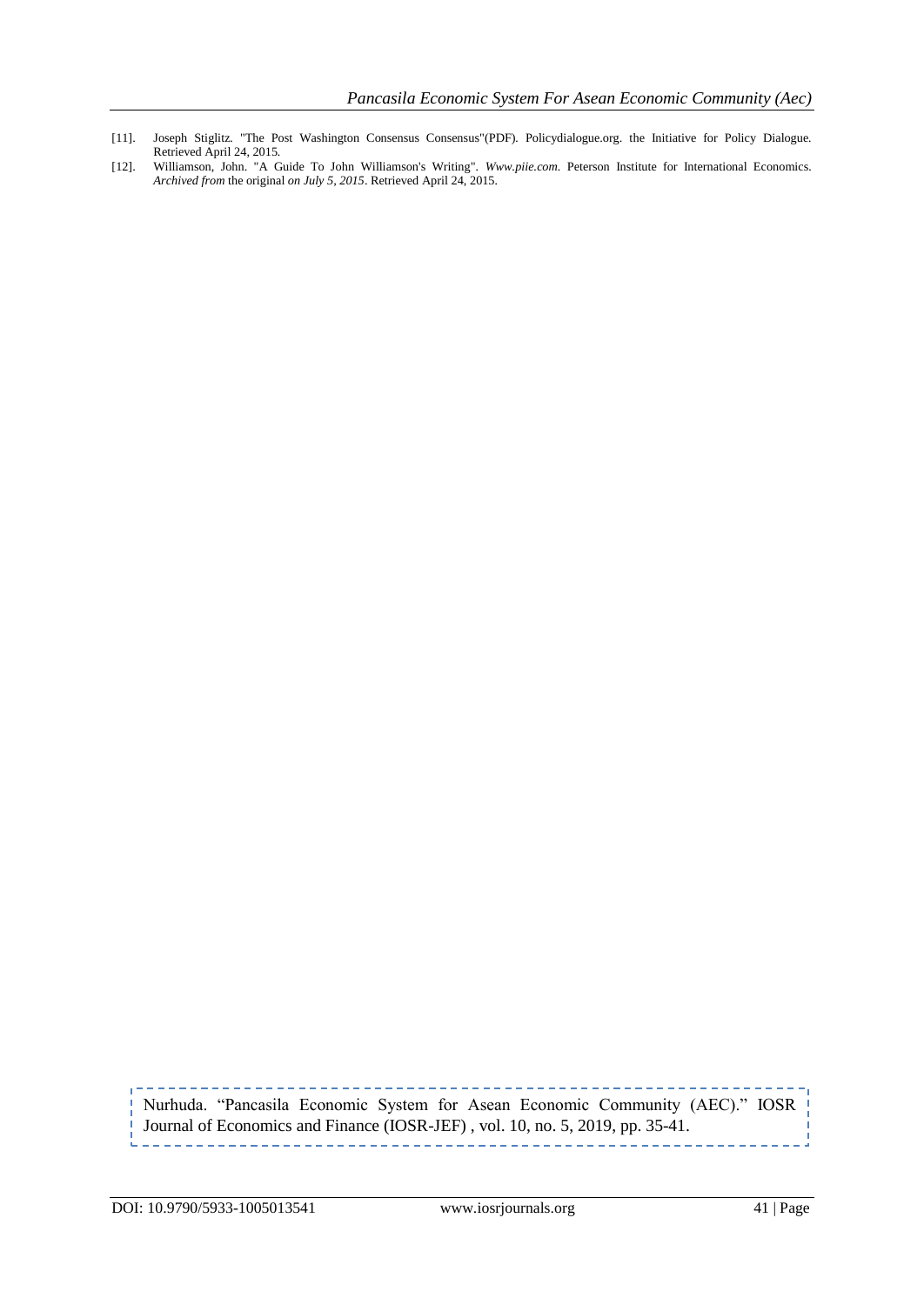[11]. Joseph Stiglitz. "The Post Washington Consensus Consensus"(PDF). Policydialogue.org. the Initiative for Policy Dialogue. Retrieved April 24, 2015.

[12]. Williamson, John. "A Guide To John Williamson's Writing". *Www.piie.com*. Peterson Institute for International Economics. *Archived from* the original *on July 5, 2015*. Retrieved April 24, 2015.

Nurhuda. "Pancasila Economic System for Asean Economic Community (AEC)." IOSR Journal of Economics and Finance (IOSR-JEF) , vol. 10, no. 5, 2019, pp. 35-41.